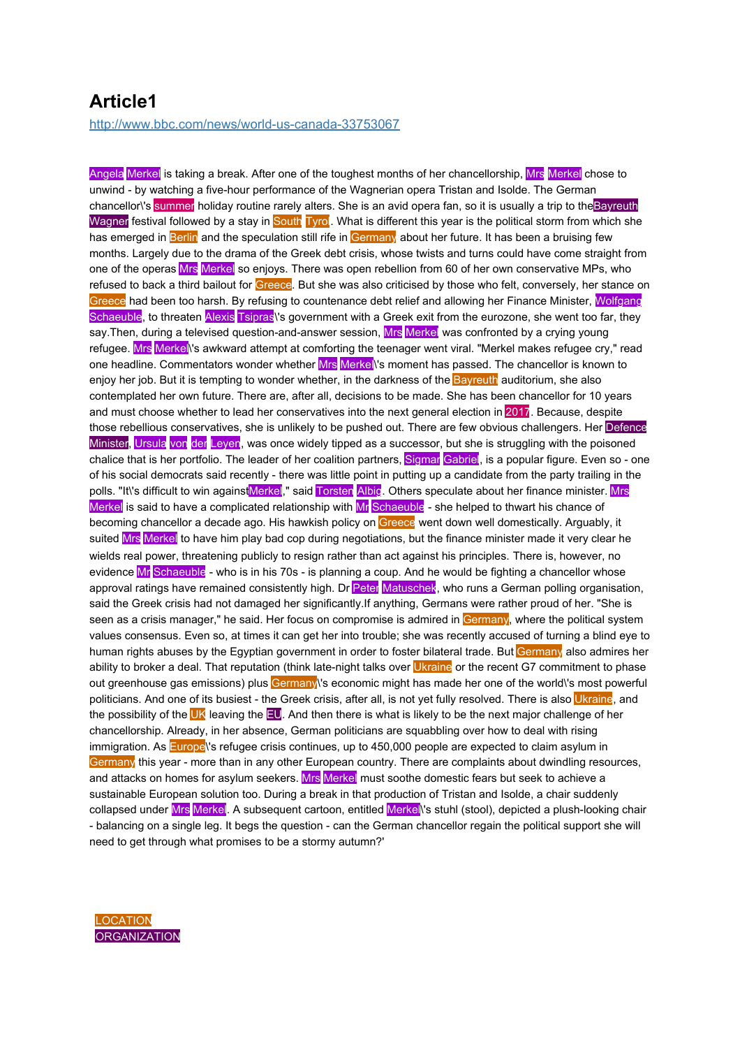# Article1

http://www.bbc.com/news/world-us-canada-33753067

Angela Merkel is taking a break. After one of the toughest months of her chancellorship, Mrs Merkel chose to unwind - by watching a five-hour performance of the Wagnerian opera Tristan and Isolde. The German chancellor\'s summer holiday routine rarely alters. She is an avid opera fan, so it is usually a trip to theBayreuth Wagner festival followed by a stay in South Tyrol. What is different this year is the political storm from which she has emerged in Berlin and the speculation still rife in Germany about her future. It has been a bruising few months. Largely due to the drama of the Greek debt crisis, whose twists and turns could have come straight from one of the operas Mrs Merkel so enjoys. There was open rebellion from 60 of her own conservative MPs, who refused to back a third bailout for Greece. But she was also criticised by those who felt, conversely, her stance on Greece had been too harsh. By refusing to countenance debt relief and allowing her Finance Minister, Wolfgang Schaeuble, to threaten Alexis Tsipras\'s government with a Greek exit from the eurozone, she went too far, they say.Then, during a televised question-and-answer session, Mrs Merkel was confronted by a crying young refugee. Mrs Merkel\'s awkward attempt at comforting the teenager went viral. "Merkel makes refugee cry," read one headline. Commentators wonder whether Mrs Merkel\'s moment has passed. The chancellor is known to enjoy her job. But it is tempting to wonder whether, in the darkness of the Bayreuth auditorium, she also contemplated her own future. There are, after all, decisions to be made. She has been chancellor for 10 years and must choose whether to lead her conservatives into the next general election in 2017. Because, despite those rebellious conservatives, she is unlikely to be pushed out. There are few obvious challengers. Her Defence Minister, Ursula von der Leyen, was once widely tipped as a successor, but she is struggling with the poisoned chalice that is her portfolio. The leader of her coalition partners, Sigmar Gabriel, is a popular figure. Even so - one of his social democrats said recently - there was little point in putting up a candidate from the party trailing in the polls. "It\'s difficult to win againstMerkel," said Torsten Albig. Others speculate about her finance minister. Mrs Merkel is said to have a complicated relationship with Mr Schaeuble - she helped to thwart his chance of becoming chancellor a decade ago. His hawkish policy on Greece went down well domestically. Arguably, it suited Mrs Merkel to have him play bad cop during negotiations, but the finance minister made it very clear he wields real power, threatening publicly to resign rather than act against his principles. There is, however, no evidence Mr Schaeuble - who is in his 70s - is planning a coup. And he would be fighting a chancellor whose approval ratings have remained consistently high. Dr Peter Matuschek, who runs a German polling organisation, said the Greek crisis had not damaged her significantly.If anything, Germans were rather proud of her. "She is seen as a crisis manager," he said. Her focus on compromise is admired in Germany, where the political system values consensus. Even so, at times it can get her into trouble; she was recently accused of turning a blind eye to human rights abuses by the Egyptian government in order to foster bilateral trade. But Germany also admires her ability to broker a deal. That reputation (think late-night talks over Ukraine or the recent G7 commitment to phase out greenhouse gas emissions) plus Germany\'s economic might has made her one of the world\'s most powerful politicians. And one of its busiest - the Greek crisis, after all, is not yet fully resolved. There is also Ukraine, and the possibility of the UK leaving the EU. And then there is what is likely to be the next major challenge of her chancellorship. Already, in her absence, German politicians are squabbling over how to deal with rising immigration. As Europe\'s refugee crisis continues, up to 450,000 people are expected to claim asylum in Germany this year - more than in any other European country. There are complaints about dwindling resources, and attacks on homes for asylum seekers. Mrs Merkel must soothe domestic fears but seek to achieve a sustainable European solution too. During a break in that production of Tristan and Isolde, a chair suddenly collapsed under Mrs Merkel. A subsequent cartoon, entitled Merkel\'s stuhl (stool), depicted a plush-looking chair - balancing on a single leg. It begs the question - can the German chancellor regain the political support she will need to get through what promises to be a stormy autumn?'

LOCATION
ORGANIZATION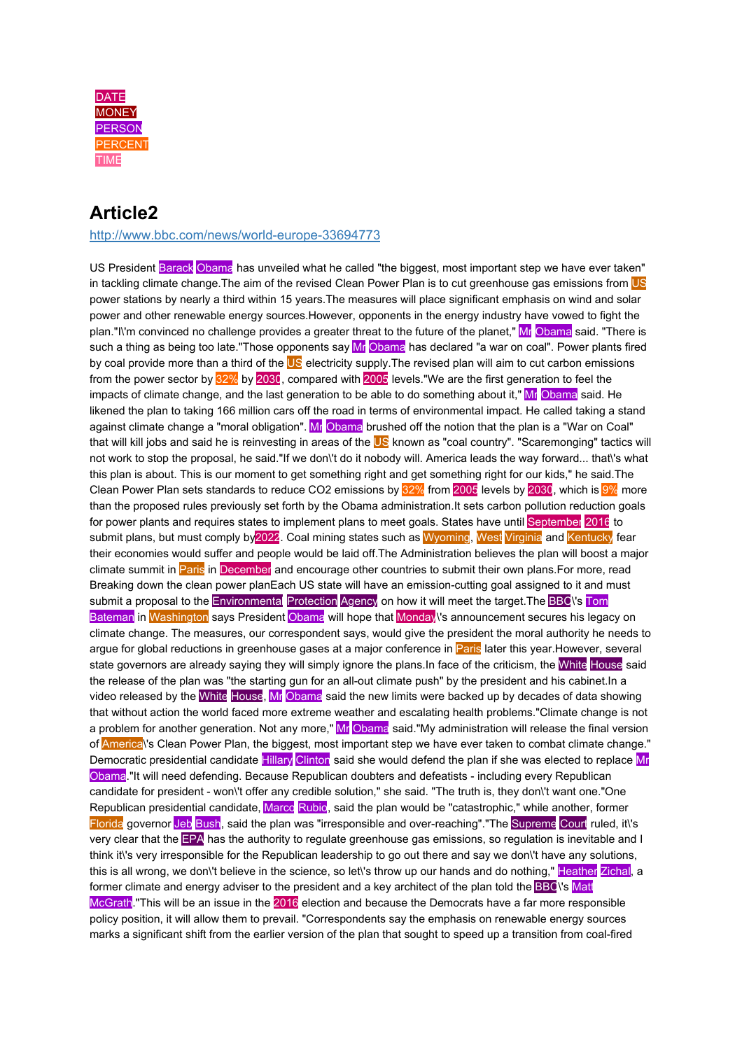DATE
MONEY
PERSON
PERCENT
TIME

# Article2

http://www.bbc.com/news/world-europe-33694773

US President Barack Obama has unveiled what he called "the biggest, most important step we have ever taken" in tackling climate change.The aim of the revised Clean Power Plan is to cut greenhouse gas emissions from US power stations by nearly a third within 15 years.The measures will place significant emphasis on wind and solar power and other renewable energy sources.However, opponents in the energy industry have vowed to fight the plan."I\'m convinced no challenge provides a greater threat to the future of the planet," Mr Obama said. "There is such a thing as being too late."Those opponents say Mr Obama has declared "a war on coal". Power plants fired by coal provide more than a third of the US electricity supply.The revised plan will aim to cut carbon emissions from the power sector by 32% by 2030, compared with 2005 levels."We are the first generation to feel the impacts of climate change, and the last generation to be able to do something about it," Mr Obama said. He likened the plan to taking 166 million cars off the road in terms of environmental impact. He called taking a stand against climate change a "moral obligation". Mr Obama brushed off the notion that the plan is a "War on Coal" that will kill jobs and said he is reinvesting in areas of the US known as "coal country". "Scaremongering" tactics will not work to stop the proposal, he said."If we don\'t do it nobody will. America leads the way forward... that\'s what this plan is about. This is our moment to get something right and get something right for our kids," he said.The Clean Power Plan sets standards to reduce CO2 emissions by 32% from 2005 levels by 2030, which is 9% more than the proposed rules previously set forth by the Obama administration.It sets carbon pollution reduction goals for power plants and requires states to implement plans to meet goals. States have until September 2016 to submit plans, but must comply by2022. Coal mining states such as Wyoming, West Virginia and Kentucky fear their economies would suffer and people would be laid off.The Administration believes the plan will boost a major climate summit in Paris in December and encourage other countries to submit their own plans.For more, read Breaking down the clean power planEach US state will have an emission-cutting goal assigned to it and must submit a proposal to the Environmental Protection Agency on how it will meet the target.The BBC\'s Tom Bateman in Washington says President Obama will hope that Monday\'s announcement secures his legacy on climate change. The measures, our correspondent says, would give the president the moral authority he needs to argue for global reductions in greenhouse gases at a major conference in Paris later this year.However, several state governors are already saying they will simply ignore the plans.In face of the criticism, the White House said the release of the plan was "the starting gun for an all-out climate push" by the president and his cabinet.In a video released by the White House, Mr Obama said the new limits were backed up by decades of data showing that without action the world faced more extreme weather and escalating health problems."Climate change is not a problem for another generation. Not any more," Mr Obama said."My administration will release the final version of America\'s Clean Power Plan, the biggest, most important step we have ever taken to combat climate change." Democratic presidential candidate Hillary Clinton said she would defend the plan if she was elected to replace Mr Obama."It will need defending. Because Republican doubters and defeatists - including every Republican candidate for president - won\'t offer any credible solution," she said. "The truth is, they don\'t want one."One Republican presidential candidate, Marco Rubio, said the plan would be "catastrophic," while another, former Florida governor Jeb Bush, said the plan was "irresponsible and over-reaching"."The Supreme Court ruled, it\'s very clear that the EPA has the authority to regulate greenhouse gas emissions, so regulation is inevitable and I think it\'s very irresponsible for the Republican leadership to go out there and say we don\'t have any solutions, this is all wrong, we don\'t believe in the science, so let\'s throw up our hands and do nothing," Heather Zichal, a former climate and energy adviser to the president and a key architect of the plan told the BBC\'s Matt McGrath."This will be an issue in the 2016 election and because the Democrats have a far more responsible policy position, it will allow them to prevail. "Correspondents say the emphasis on renewable energy sources marks a significant shift from the earlier version of the plan that sought to speed up a transition from coal-fired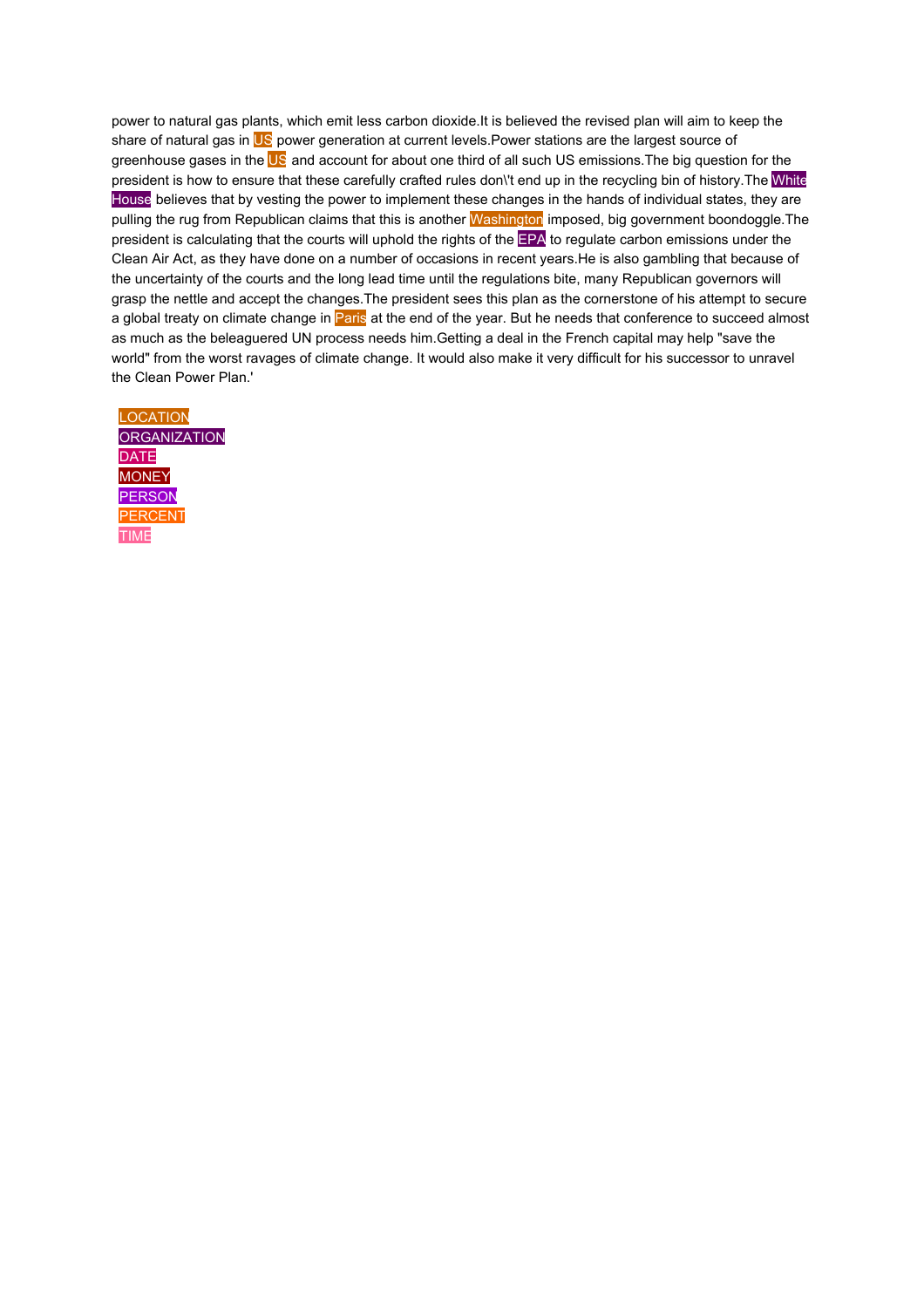power to natural gas plants, which emit less carbon dioxide.It is believed the revised plan will aim to keep the share of natural gas in US power generation at current levels.Power stations are the largest source of greenhouse gases in the US and account for about one third of all such US emissions.The big question for the president is how to ensure that these carefully crafted rules don\'t end up in the recycling bin of history.The White House believes that by vesting the power to implement these changes in the hands of individual states, they are pulling the rug from Republican claims that this is another Washington imposed, big government boondoggle.The president is calculating that the courts will uphold the rights of the EPA to regulate carbon emissions under the Clean Air Act, as they have done on a number of occasions in recent years.He is also gambling that because of the uncertainty of the courts and the long lead time until the regulations bite, many Republican governors will grasp the nettle and accept the changes.The president sees this plan as the cornerstone of his attempt to secure a global treaty on climate change in Paris at the end of the year. But he needs that conference to succeed almost as much as the beleaguered UN process needs him.Getting a deal in the French capital may help "save the world" from the worst ravages of climate change. It would also make it very difficult for his successor to unravel the Clean Power Plan.'

LOCATION
ORGANIZATION
DATE
MONEY
PERSON
PERCENT
TIME